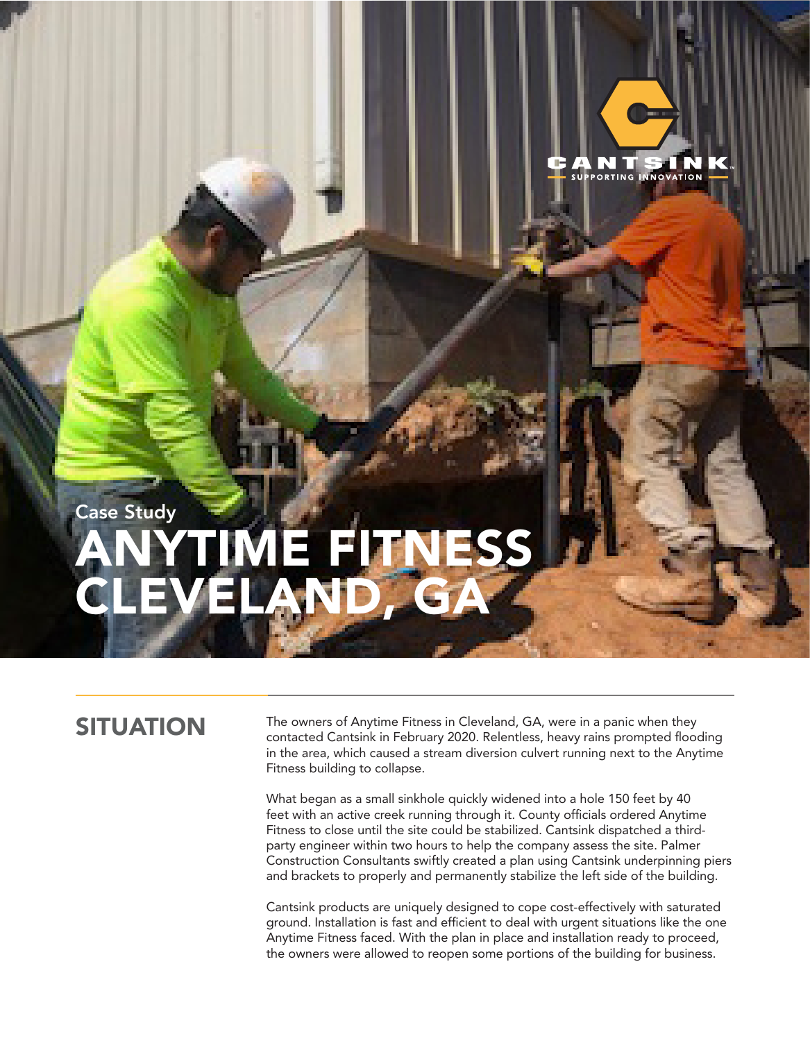CANTSINK
SUPPORTING INNOVATION

Case Study

# ANYTIME FITNESS CLEVELAND, GA

## SITUATION

The owners of Anytime Fitness in Cleveland, GA, were in a panic when they contacted Cantsink in February 2020. Relentless, heavy rains prompted flooding in the area, which caused a stream diversion culvert running next to the Anytime Fitness building to collapse.

What began as a small sinkhole quickly widened into a hole 150 feet by 40 feet with an active creek running through it. County officials ordered Anytime Fitness to close until the site could be stabilized. Cantsink dispatched a third-party engineer within two hours to help the company assess the site. Palmer Construction Consultants swiftly created a plan using Cantsink underpinning piers and brackets to properly and permanently stabilize the left side of the building.

Cantsink products are uniquely designed to cope cost-effectively with saturated ground. Installation is fast and efficient to deal with urgent situations like the one Anytime Fitness faced. With the plan in place and installation ready to proceed, the owners were allowed to reopen some portions of the building for business.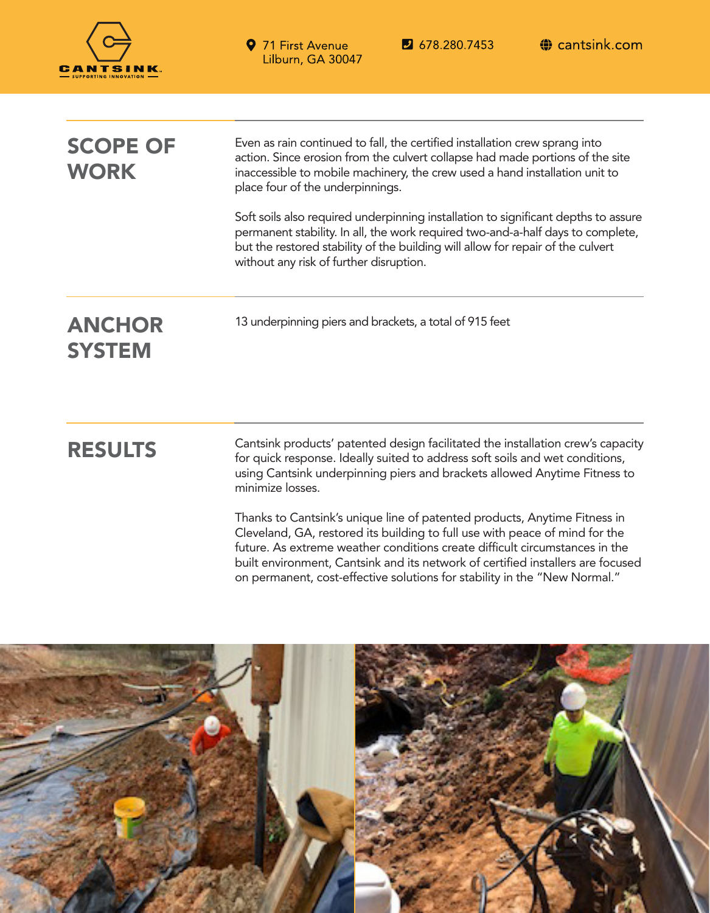## SCOPE OF WORK

Even as rain continued to fall, the certified installation crew sprang into action. Since erosion from the culvert collapse had made portions of the site inaccessible to mobile machinery, the crew used a hand installation unit to place four of the underpinnings.

Soft soils also required underpinning installation to significant depths to assure permanent stability. In all, the work required two-and-a-half days to complete, but the restored stability of the building will allow for repair of the culvert without any risk of further disruption.

## ANCHOR SYSTEM

13 underpinning piers and brackets, a total of 915 feet

## RESULTS

Cantsink products' patented design facilitated the installation crew's capacity for quick response. Ideally suited to address soft soils and wet conditions, using Cantsink underpinning piers and brackets allowed Anytime Fitness to minimize losses.

Thanks to Cantsink's unique line of patented products, Anytime Fitness in Cleveland, GA, restored its building to full use with peace of mind for the future. As extreme weather conditions create difficult circumstances in the built environment, Cantsink and its network of certified installers are focused on permanent, cost-effective solutions for stability in the "New Normal."